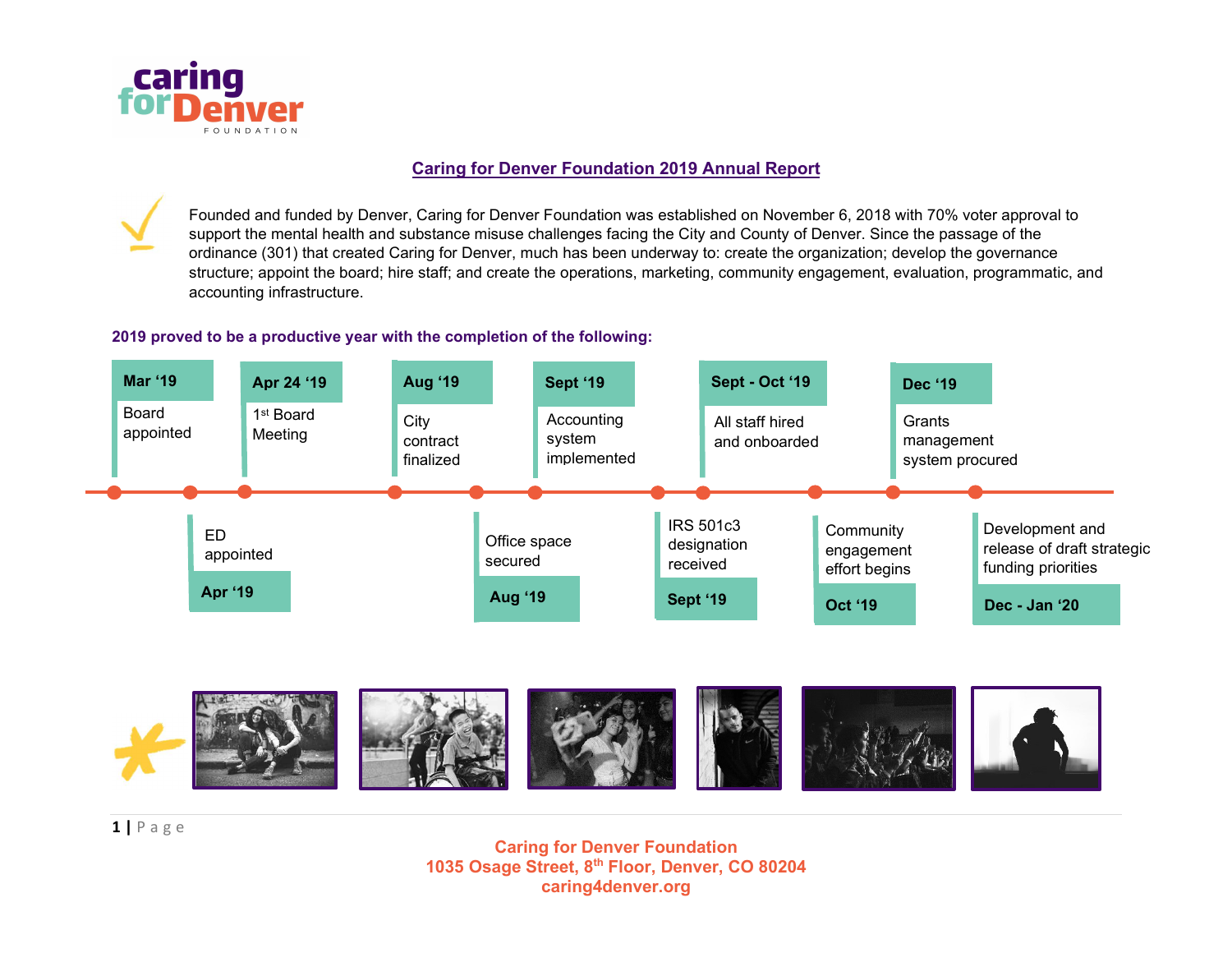# Caring for Denver Foundation 2019 Annual Report

Founded and funded by Denver, Caring for Denver Foundation was established on November 6, 2018 with 70% voter approval to support the mental health and substance misuse challenges facing the City and County of Denver. Since the passage of the ordinance (301) that created Caring for Denver, much has been underway to: create the organization; develop the governance structure; appoint the board; hire staff; and create the operations, marketing, community engagement, evaluation, programmatic, and accounting infrastructure.

**2019 proved to be a productive year with the completion of the following:**

- **Mar '19** — Board appointed
- **Apr '19** — ED appointed
- **Apr 24 '19** — 1st Board Meeting
- **Aug '19** — City contract finalized
- **Aug '19** — Office space secured
- **Sept '19** — Accounting system implemented
- **Sept '19** — IRS 501c3 designation received
- **Sept - Oct '19** — All staff hired and onboarded
- **Oct '19** — Community engagement effort begins
- **Dec '19** — Grants management system procured
- **Dec - Jan '20** — Development and release of draft strategic funding priorities

**Caring for Denver Foundation**
**1035 Osage Street, 8th Floor, Denver, CO 80204**
**caring4denver.org**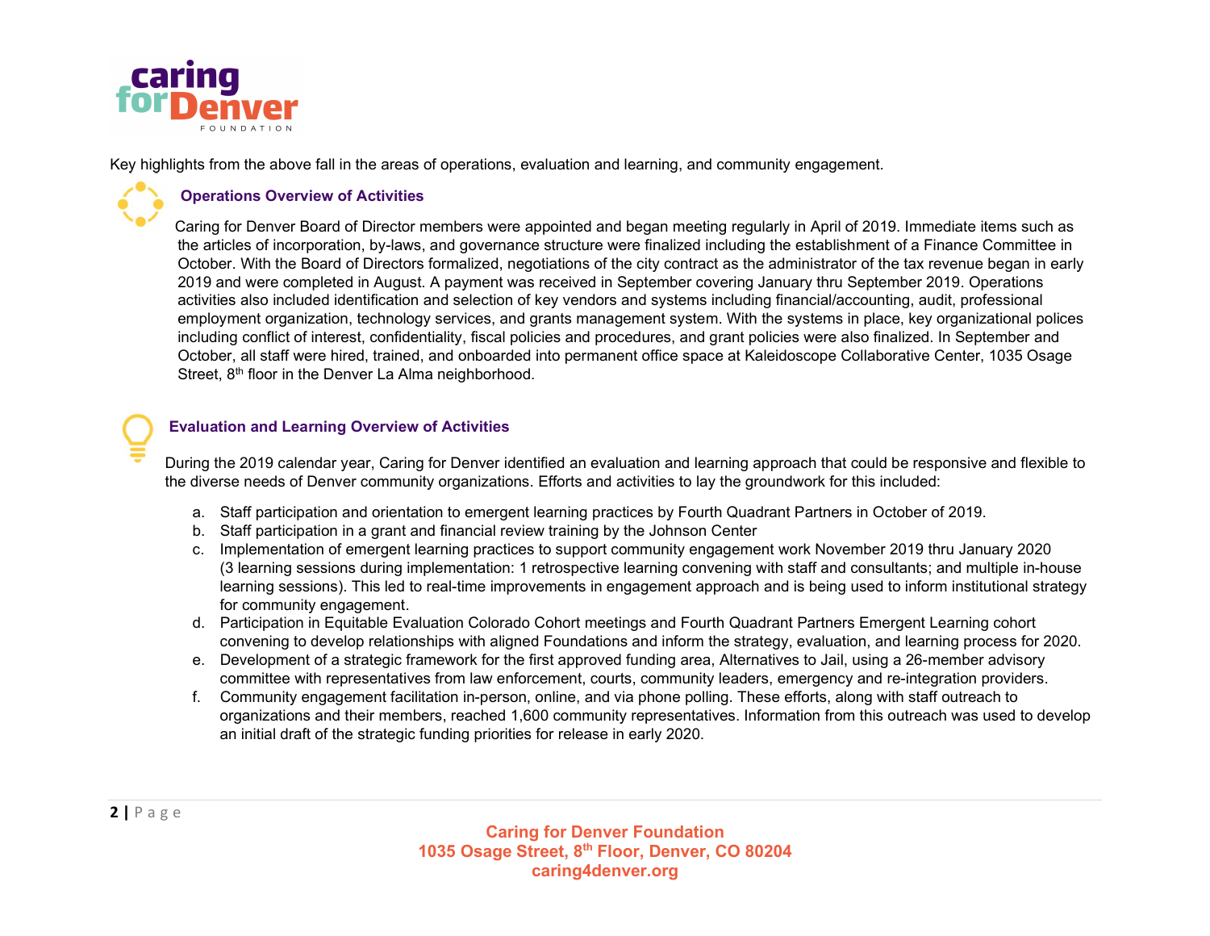Key highlights from the above fall in the areas of operations, evaluation and learning, and community engagement.

### Operations Overview of Activities

Caring for Denver Board of Director members were appointed and began meeting regularly in April of 2019. Immediate items such as the articles of incorporation, by-laws, and governance structure were finalized including the establishment of a Finance Committee in October. With the Board of Directors formalized, negotiations of the city contract as the administrator of the tax revenue began in early 2019 and were completed in August. A payment was received in September covering January thru September 2019. Operations activities also included identification and selection of key vendors and systems including financial/accounting, audit, professional employment organization, technology services, and grants management system. With the systems in place, key organizational polices including conflict of interest, confidentiality, fiscal policies and procedures, and grant policies were also finalized. In September and October, all staff were hired, trained, and onboarded into permanent office space at Kaleidoscope Collaborative Center, 1035 Osage Street, 8th floor in the Denver La Alma neighborhood.

### Evaluation and Learning Overview of Activities

During the 2019 calendar year, Caring for Denver identified an evaluation and learning approach that could be responsive and flexible to the diverse needs of Denver community organizations. Efforts and activities to lay the groundwork for this included:

a. Staff participation and orientation to emergent learning practices by Fourth Quadrant Partners in October of 2019.
b. Staff participation in a grant and financial review training by the Johnson Center
c. Implementation of emergent learning practices to support community engagement work November 2019 thru January 2020 (3 learning sessions during implementation: 1 retrospective learning convening with staff and consultants; and multiple in-house learning sessions). This led to real-time improvements in engagement approach and is being used to inform institutional strategy for community engagement.
d. Participation in Equitable Evaluation Colorado Cohort meetings and Fourth Quadrant Partners Emergent Learning cohort convening to develop relationships with aligned Foundations and inform the strategy, evaluation, and learning process for 2020.
e. Development of a strategic framework for the first approved funding area, Alternatives to Jail, using a 26-member advisory committee with representatives from law enforcement, courts, community leaders, emergency and re-integration providers.
f. Community engagement facilitation in-person, online, and via phone polling. These efforts, along with staff outreach to organizations and their members, reached 1,600 community representatives. Information from this outreach was used to develop an initial draft of the strategic funding priorities for release in early 2020.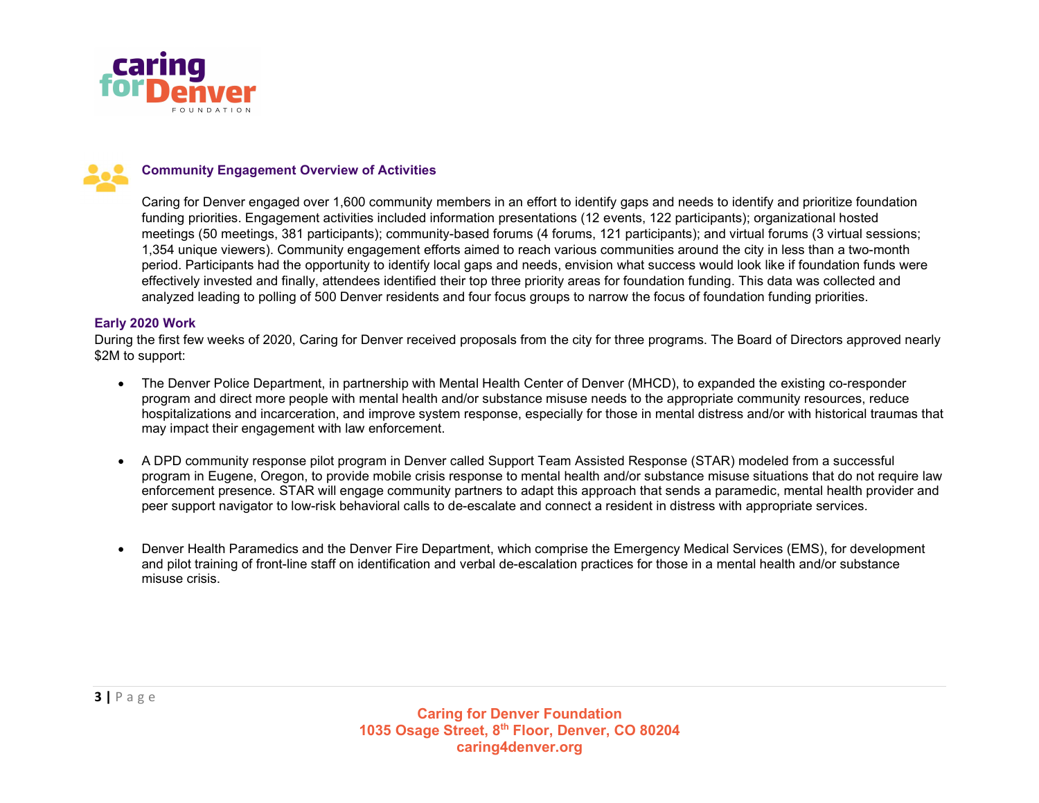## Community Engagement Overview of Activities

Caring for Denver engaged over 1,600 community members in an effort to identify gaps and needs to identify and prioritize foundation funding priorities. Engagement activities included information presentations (12 events, 122 participants); organizational hosted meetings (50 meetings, 381 participants); community-based forums (4 forums, 121 participants); and virtual forums (3 virtual sessions; 1,354 unique viewers). Community engagement efforts aimed to reach various communities around the city in less than a two-month period. Participants had the opportunity to identify local gaps and needs, envision what success would look like if foundation funds were effectively invested and finally, attendees identified their top three priority areas for foundation funding. This data was collected and analyzed leading to polling of 500 Denver residents and four focus groups to narrow the focus of foundation funding priorities.

### Early 2020 Work

During the first few weeks of 2020, Caring for Denver received proposals from the city for three programs. The Board of Directors approved nearly $2M to support:

- The Denver Police Department, in partnership with Mental Health Center of Denver (MHCD), to expanded the existing co-responder program and direct more people with mental health and/or substance misuse needs to the appropriate community resources, reduce hospitalizations and incarceration, and improve system response, especially for those in mental distress and/or with historical traumas that may impact their engagement with law enforcement.

- A DPD community response pilot program in Denver called Support Team Assisted Response (STAR) modeled from a successful program in Eugene, Oregon, to provide mobile crisis response to mental health and/or substance misuse situations that do not require law enforcement presence. STAR will engage community partners to adapt this approach that sends a paramedic, mental health provider and peer support navigator to low-risk behavioral calls to de-escalate and connect a resident in distress with appropriate services.

- Denver Health Paramedics and the Denver Fire Department, which comprise the Emergency Medical Services (EMS), for development and pilot training of front-line staff on identification and verbal de-escalation practices for those in a mental health and/or substance misuse crisis.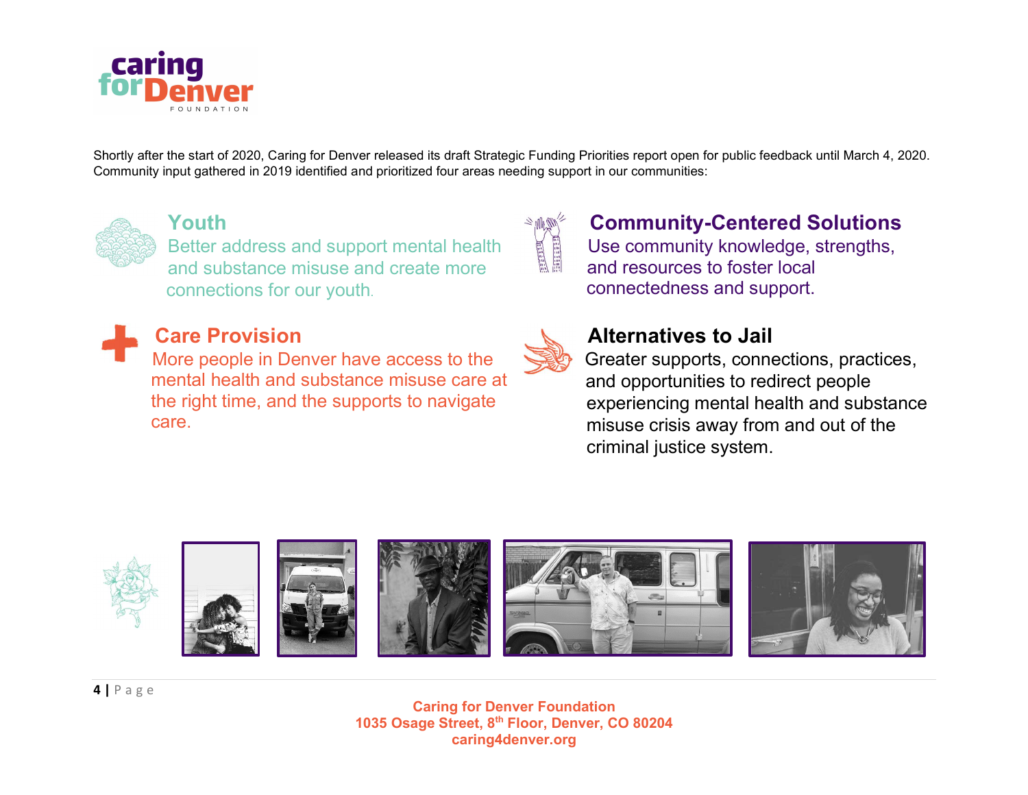Shortly after the start of 2020, Caring for Denver released its draft Strategic Funding Priorities report open for public feedback until March 4, 2020. Community input gathered in 2019 identified and prioritized four areas needing support in our communities:

## Youth

Better address and support mental health and substance misuse and create more connections for our youth.

## Care Provision

More people in Denver have access to the mental health and substance misuse care at the right time, and the supports to navigate care.

## Community-Centered Solutions

Use community knowledge, strengths, and resources to foster local connectedness and support.

## Alternatives to Jail

Greater supports, connections, practices, and opportunities to redirect people experiencing mental health and substance misuse crisis away from and out of the criminal justice system.

**Caring for Denver Foundation**
**1035 Osage Street, 8th Floor, Denver, CO 80204**
**caring4denver.org**